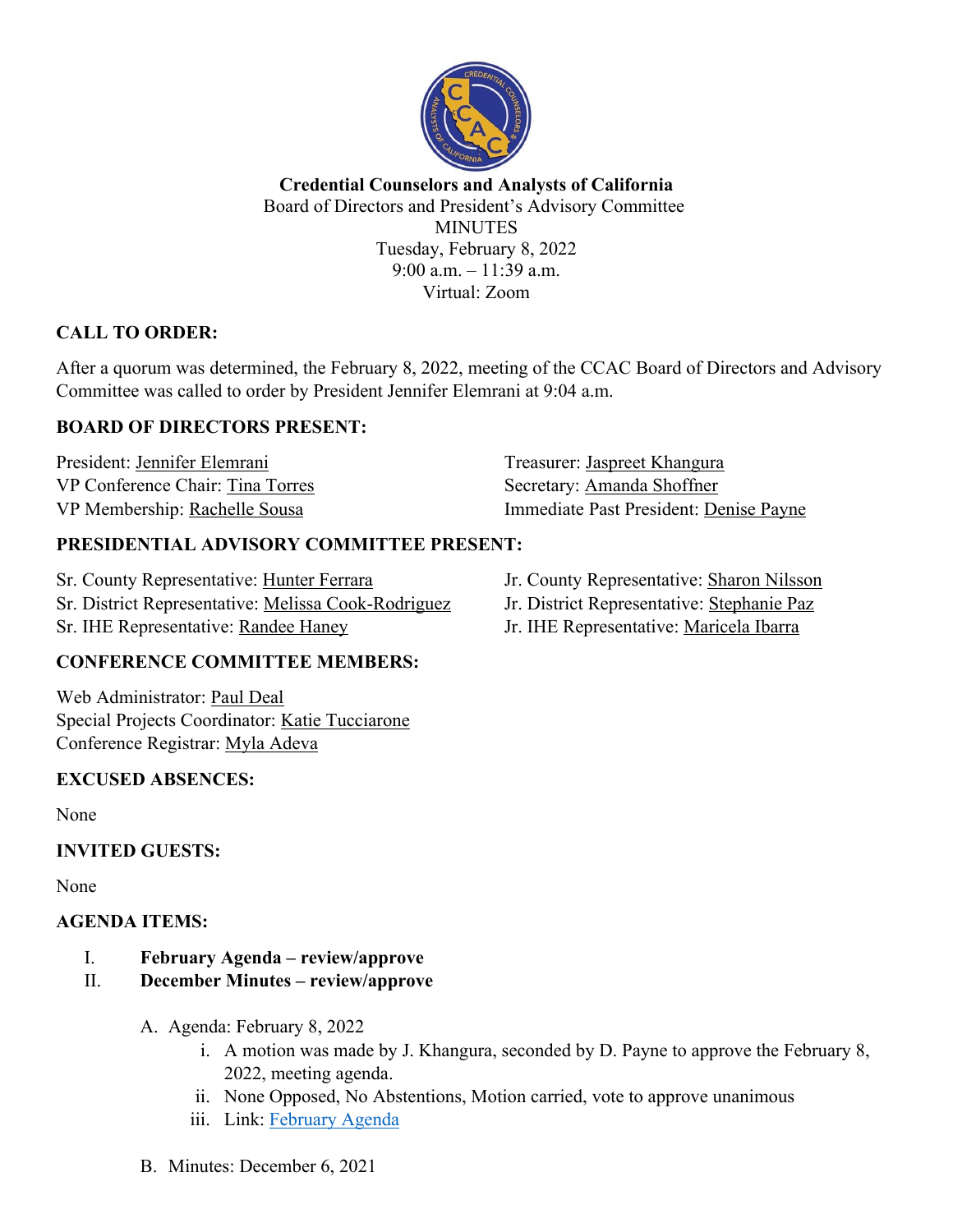**Credential Counselors and Analysts of California**
Board of Directors and President's Advisory Committee
MINUTES
Tuesday, February 8, 2022
9:00 a.m. – 11:39 a.m.
Virtual: Zoom

## CALL TO ORDER:

After a quorum was determined, the February 8, 2022, meeting of the CCAC Board of Directors and Advisory Committee was called to order by President Jennifer Elemrani at 9:04 a.m.

## BOARD OF DIRECTORS PRESENT:

President: Jennifer Elemrani
VP Conference Chair: Tina Torres
VP Membership: Rachelle Sousa
Treasurer: Jaspreet Khangura
Secretary: Amanda Shoffner
Immediate Past President: Denise Payne

## PRESIDENTIAL ADVISORY COMMITTEE PRESENT:

Sr. County Representative: Hunter Ferrara
Sr. District Representative: Melissa Cook-Rodriguez
Sr. IHE Representative: Randee Haney
Jr. County Representative: Sharon Nilsson
Jr. District Representative: Stephanie Paz
Jr. IHE Representative: Maricela Ibarra

## CONFERENCE COMMITTEE MEMBERS:

Web Administrator: Paul Deal
Special Projects Coordinator: Katie Tucciarone
Conference Registrar: Myla Adeva

## EXCUSED ABSENCES:

None

## INVITED GUESTS:

None

## AGENDA ITEMS:

I. **February Agenda – review/approve**
II. **December Minutes – review/approve**

A. Agenda: February 8, 2022
   i. A motion was made by J. Khangura, seconded by D. Payne to approve the February 8, 2022, meeting agenda.
   ii. None Opposed, No Abstentions, Motion carried, vote to approve unanimous
   iii. Link: February Agenda

B. Minutes: December 6, 2021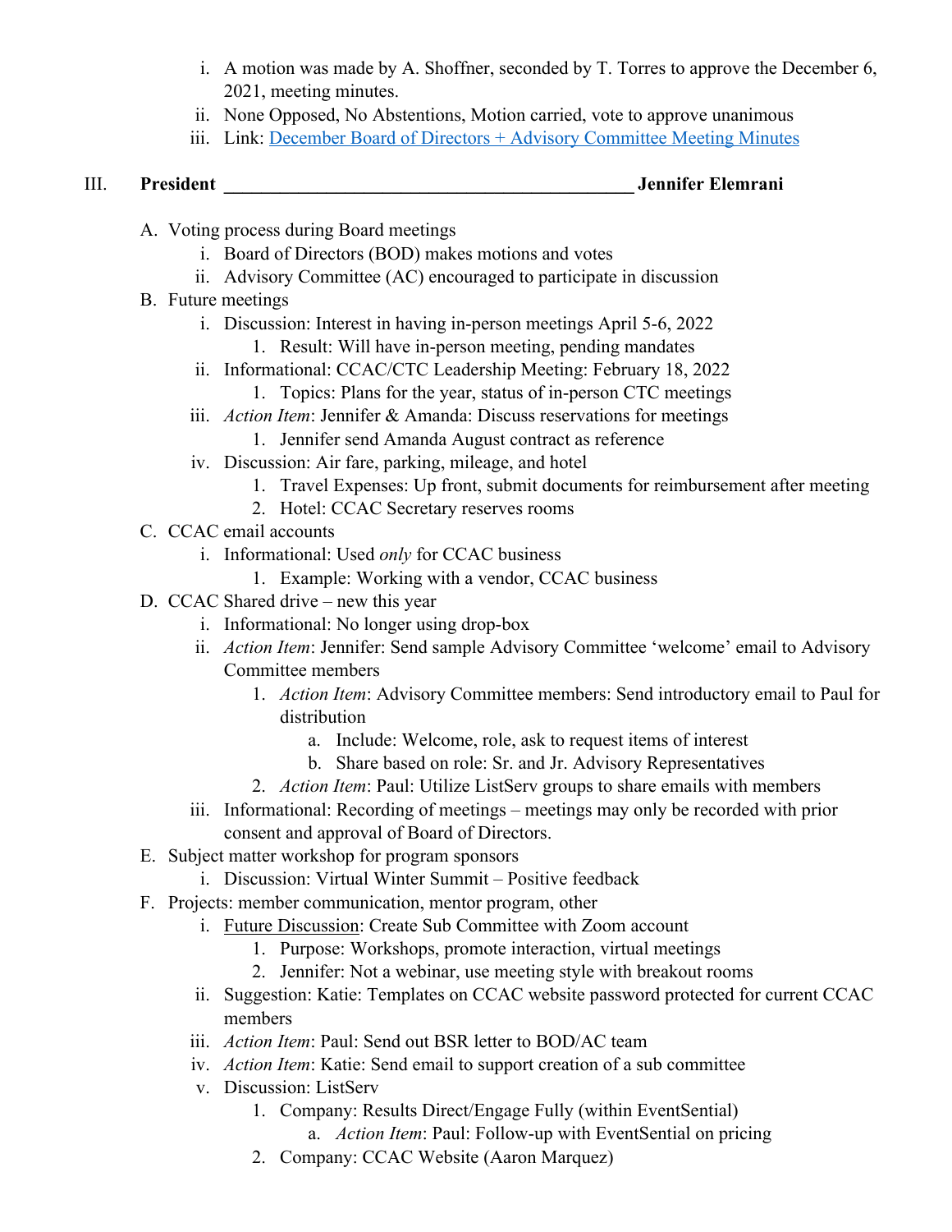i. A motion was made by A. Shoffner, seconded by T. Torres to approve the December 6, 2021, meeting minutes.
   ii. None Opposed, No Abstentions, Motion carried, vote to approve unanimous
   iii. Link: December Board of Directors + Advisory Committee Meeting Minutes

## III. **President ____________________________________________ Jennifer Elemrani**

- A. Voting process during Board meetings
  - i. Board of Directors (BOD) makes motions and votes
  - ii. Advisory Committee (AC) encouraged to participate in discussion
- B. Future meetings
  - i. Discussion: Interest in having in-person meetings April 5-6, 2022
    - 1. Result: Will have in-person meeting, pending mandates
  - ii. Informational: CCAC/CTC Leadership Meeting: February 18, 2022
    - 1. Topics: Plans for the year, status of in-person CTC meetings
  - iii. *Action Item*: Jennifer & Amanda: Discuss reservations for meetings
    - 1. Jennifer send Amanda August contract as reference
  - iv. Discussion: Air fare, parking, mileage, and hotel
    - 1. Travel Expenses: Up front, submit documents for reimbursement after meeting
    - 2. Hotel: CCAC Secretary reserves rooms
- C. CCAC email accounts
  - i. Informational: Used *only* for CCAC business
    - 1. Example: Working with a vendor, CCAC business
- D. CCAC Shared drive – new this year
  - i. Informational: No longer using drop-box
  - ii. *Action Item*: Jennifer: Send sample Advisory Committee 'welcome' email to Advisory Committee members
    - 1. *Action Item*: Advisory Committee members: Send introductory email to Paul for distribution
      - a. Include: Welcome, role, ask to request items of interest
      - b. Share based on role: Sr. and Jr. Advisory Representatives
    - 2. *Action Item*: Paul: Utilize ListServ groups to share emails with members
  - iii. Informational: Recording of meetings – meetings may only be recorded with prior consent and approval of Board of Directors.
- E. Subject matter workshop for program sponsors
  - i. Discussion: Virtual Winter Summit – Positive feedback
- F. Projects: member communication, mentor program, other
  - i. Future Discussion: Create Sub Committee with Zoom account
    - 1. Purpose: Workshops, promote interaction, virtual meetings
    - 2. Jennifer: Not a webinar, use meeting style with breakout rooms
  - ii. Suggestion: Katie: Templates on CCAC website password protected for current CCAC members
  - iii. *Action Item*: Paul: Send out BSR letter to BOD/AC team
  - iv. *Action Item*: Katie: Send email to support creation of a sub committee
  - v. Discussion: ListServ
    - 1. Company: Results Direct/Engage Fully (within EventSential)
      - a. *Action Item*: Paul: Follow-up with EventSential on pricing
    - 2. Company: CCAC Website (Aaron Marquez)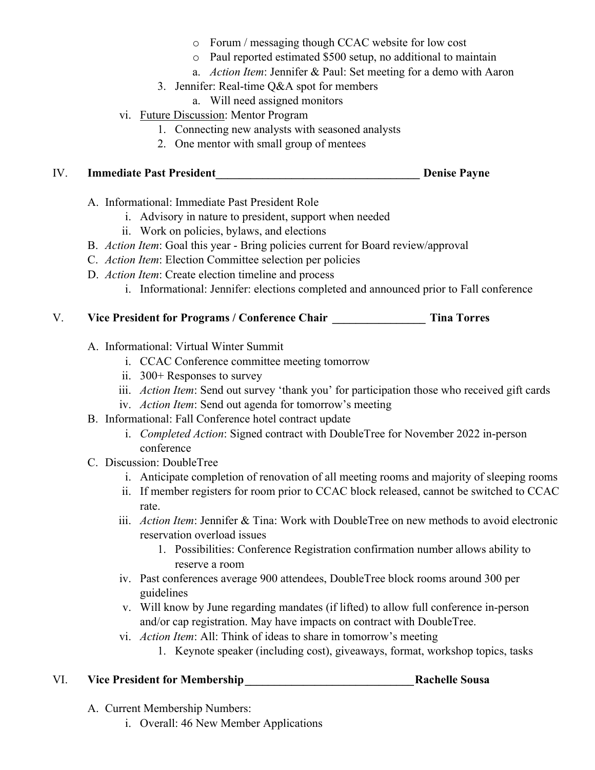- Forum / messaging though CCAC website for low cost
- Paul reported estimated $500 setup, no additional to maintain

    a. *Action Item*: Jennifer & Paul: Set meeting for a demo with Aaron

3. Jennifer: Real-time Q&A spot for members

    a. Will need assigned monitors

vi. Future Discussion: Mentor Program

1. Connecting new analysts with seasoned analysts
2. One mentor with small group of mentees

## IV. **Immediate Past President\_\_\_\_\_\_\_\_\_\_\_\_\_\_\_\_\_\_\_\_\_\_\_\_\_\_\_\_\_\_\_\_\_\_\_\_ Denise Payne**

A. Informational: Immediate Past President Role

- i. Advisory in nature to president, support when needed
- ii. Work on policies, bylaws, and elections

B. *Action Item*: Goal this year - Bring policies current for Board review/approval

C. *Action Item*: Election Committee selection per policies

D. *Action Item*: Create election timeline and process

- i. Informational: Jennifer: elections completed and announced prior to Fall conference

## V. **Vice President for Programs / Conference Chair \_\_\_\_\_\_\_\_\_\_\_\_\_\_\_\_ Tina Torres**

A. Informational: Virtual Winter Summit

- i. CCAC Conference committee meeting tomorrow
- ii. 300+ Responses to survey
- iii. *Action Item*: Send out survey 'thank you' for participation those who received gift cards
- iv. *Action Item*: Send out agenda for tomorrow's meeting

B. Informational: Fall Conference hotel contract update

- i. *Completed Action*: Signed contract with DoubleTree for November 2022 in-person conference

C. Discussion: DoubleTree

- i. Anticipate completion of renovation of all meeting rooms and majority of sleeping rooms
- ii. If member registers for room prior to CCAC block released, cannot be switched to CCAC rate.
- iii. *Action Item*: Jennifer & Tina: Work with DoubleTree on new methods to avoid electronic reservation overload issues
    1. Possibilities: Conference Registration confirmation number allows ability to reserve a room
- iv. Past conferences average 900 attendees, DoubleTree block rooms around 300 per guidelines
- v. Will know by June regarding mandates (if lifted) to allow full conference in-person and/or cap registration. May have impacts on contract with DoubleTree.
- vi. *Action Item*: All: Think of ideas to share in tomorrow's meeting
    1. Keynote speaker (including cost), giveaways, format, workshop topics, tasks

## VI. **Vice President for Membership\_\_\_\_\_\_\_\_\_\_\_\_\_\_\_\_\_\_\_\_\_\_\_\_\_\_\_\_\_\_Rachelle Sousa**

A. Current Membership Numbers:

- i. Overall: 46 New Member Applications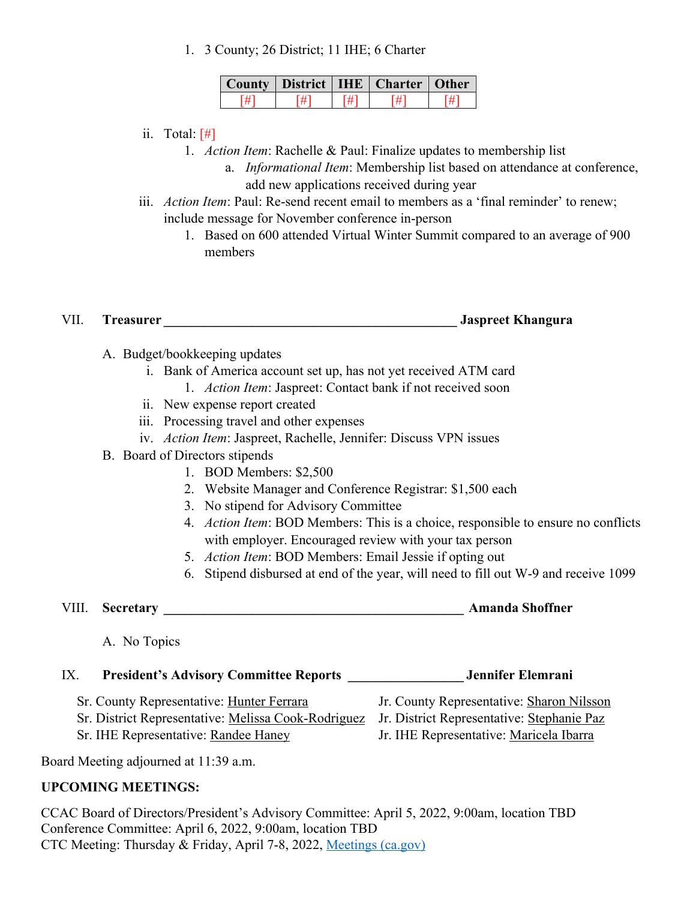1. 3 County; 26 District; 11 IHE; 6 Charter

| County | District | IHE | Charter | Other |
|---|---|---|---|---|
| [#] | [#] | [#] | [#] | [#] |

ii. Total: [#]

1. *Action Item*: Rachelle & Paul: Finalize updates to membership list
   a. *Informational Item*: Membership list based on attendance at conference, add new applications received during year

iii. *Action Item*: Paul: Re-send recent email to members as a 'final reminder' to renew; include message for November conference in-person

1. Based on 600 attended Virtual Winter Summit compared to an average of 900 members

## VII. Treasurer ____________________________________________ Jaspreet Khangura

A. Budget/bookkeeping updates

i. Bank of America account set up, has not yet received ATM card
   1. *Action Item*: Jaspreet: Contact bank if not received soon

ii. New expense report created

iii. Processing travel and other expenses

iv. *Action Item*: Jaspreet, Rachelle, Jennifer: Discuss VPN issues

B. Board of Directors stipends

1. BOD Members: $2,500
2. Website Manager and Conference Registrar: $1,500 each
3. No stipend for Advisory Committee
4. *Action Item*: BOD Members: This is a choice, responsible to ensure no conflicts with employer. Encouraged review with your tax person
5. *Action Item*: BOD Members: Email Jessie if opting out
6. Stipend disbursed at end of the year, will need to fill out W-9 and receive 1099

## VIII. Secretary ______________________________________________ Amanda Shoffner

A. No Topics

## IX. President's Advisory Committee Reports _________________ Jennifer Elemrani

Sr. County Representative: Hunter Ferrara
Sr. District Representative: Melissa Cook-Rodriguez
Sr. IHE Representative: Randee Haney
Jr. County Representative: Sharon Nilsson
Jr. District Representative: Stephanie Paz
Jr. IHE Representative: Maricela Ibarra

Board Meeting adjourned at 11:39 a.m.

**UPCOMING MEETINGS:**

CCAC Board of Directors/President's Advisory Committee: April 5, 2022, 9:00am, location TBD
Conference Committee: April 6, 2022, 9:00am, location TBD
CTC Meeting: Thursday & Friday, April 7-8, 2022, Meetings (ca.gov)